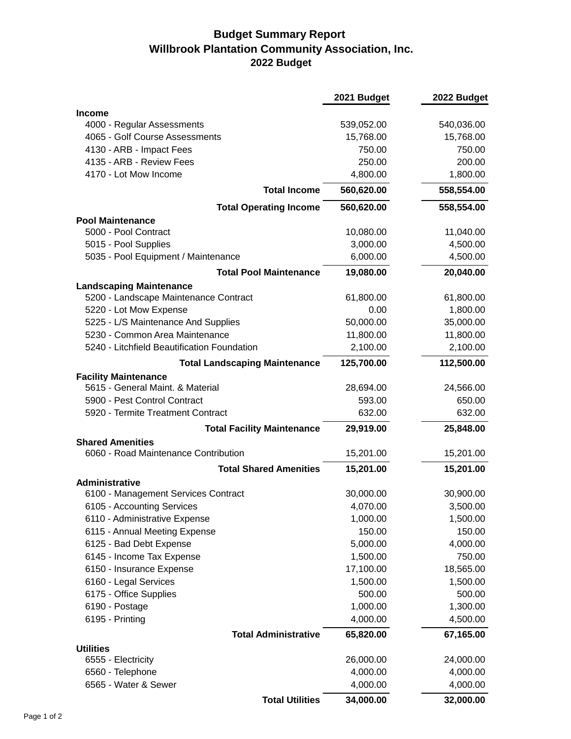# Budget Summary Report
## Willbrook Plantation Community Association, Inc.
## 2022 Budget

| | 2021 Budget | 2022 Budget |
|---|---|---|
| **Income** | | |
| 4000 - Regular Assessments | 539,052.00 | 540,036.00 |
| 4065 - Golf Course Assessments | 15,768.00 | 15,768.00 |
| 4130 - ARB - Impact Fees | 750.00 | 750.00 |
| 4135 - ARB - Review Fees | 250.00 | 200.00 |
| 4170 - Lot Mow Income | 4,800.00 | 1,800.00 |
| **Total Income** | **560,620.00** | **558,554.00** |
| **Total Operating Income** | **560,620.00** | **558,554.00** |
| **Pool Maintenance** | | |
| 5000 - Pool Contract | 10,080.00 | 11,040.00 |
| 5015 - Pool Supplies | 3,000.00 | 4,500.00 |
| 5035 - Pool Equipment / Maintenance | 6,000.00 | 4,500.00 |
| **Total Pool Maintenance** | **19,080.00** | **20,040.00** |
| **Landscaping Maintenance** | | |
| 5200 - Landscape Maintenance Contract | 61,800.00 | 61,800.00 |
| 5220 - Lot Mow Expense | 0.00 | 1,800.00 |
| 5225 - L/S Maintenance And Supplies | 50,000.00 | 35,000.00 |
| 5230 - Common Area Maintenance | 11,800.00 | 11,800.00 |
| 5240 - Litchfield Beautification Foundation | 2,100.00 | 2,100.00 |
| **Total Landscaping Maintenance** | **125,700.00** | **112,500.00** |
| **Facility Maintenance** | | |
| 5615 - General Maint. & Material | 28,694.00 | 24,566.00 |
| 5900 - Pest Control Contract | 593.00 | 650.00 |
| 5920 - Termite Treatment Contract | 632.00 | 632.00 |
| **Total Facility Maintenance** | **29,919.00** | **25,848.00** |
| **Shared Amenities** | | |
| 6060 - Road Maintenance Contribution | 15,201.00 | 15,201.00 |
| **Total Shared Amenities** | **15,201.00** | **15,201.00** |
| **Administrative** | | |
| 6100 - Management Services Contract | 30,000.00 | 30,900.00 |
| 6105 - Accounting Services | 4,070.00 | 3,500.00 |
| 6110 - Administrative Expense | 1,000.00 | 1,500.00 |
| 6115 - Annual Meeting Expense | 150.00 | 150.00 |
| 6125 - Bad Debt Expense | 5,000.00 | 4,000.00 |
| 6145 - Income Tax Expense | 1,500.00 | 750.00 |
| 6150 - Insurance Expense | 17,100.00 | 18,565.00 |
| 6160 - Legal Services | 1,500.00 | 1,500.00 |
| 6175 - Office Supplies | 500.00 | 500.00 |
| 6190 - Postage | 1,000.00 | 1,300.00 |
| 6195 - Printing | 4,000.00 | 4,500.00 |
| **Total Administrative** | **65,820.00** | **67,165.00** |
| **Utilities** | | |
| 6555 - Electricity | 26,000.00 | 24,000.00 |
| 6560 - Telephone | 4,000.00 | 4,000.00 |
| 6565 - Water & Sewer | 4,000.00 | 4,000.00 |
| **Total Utilities** | **34,000.00** | **32,000.00** |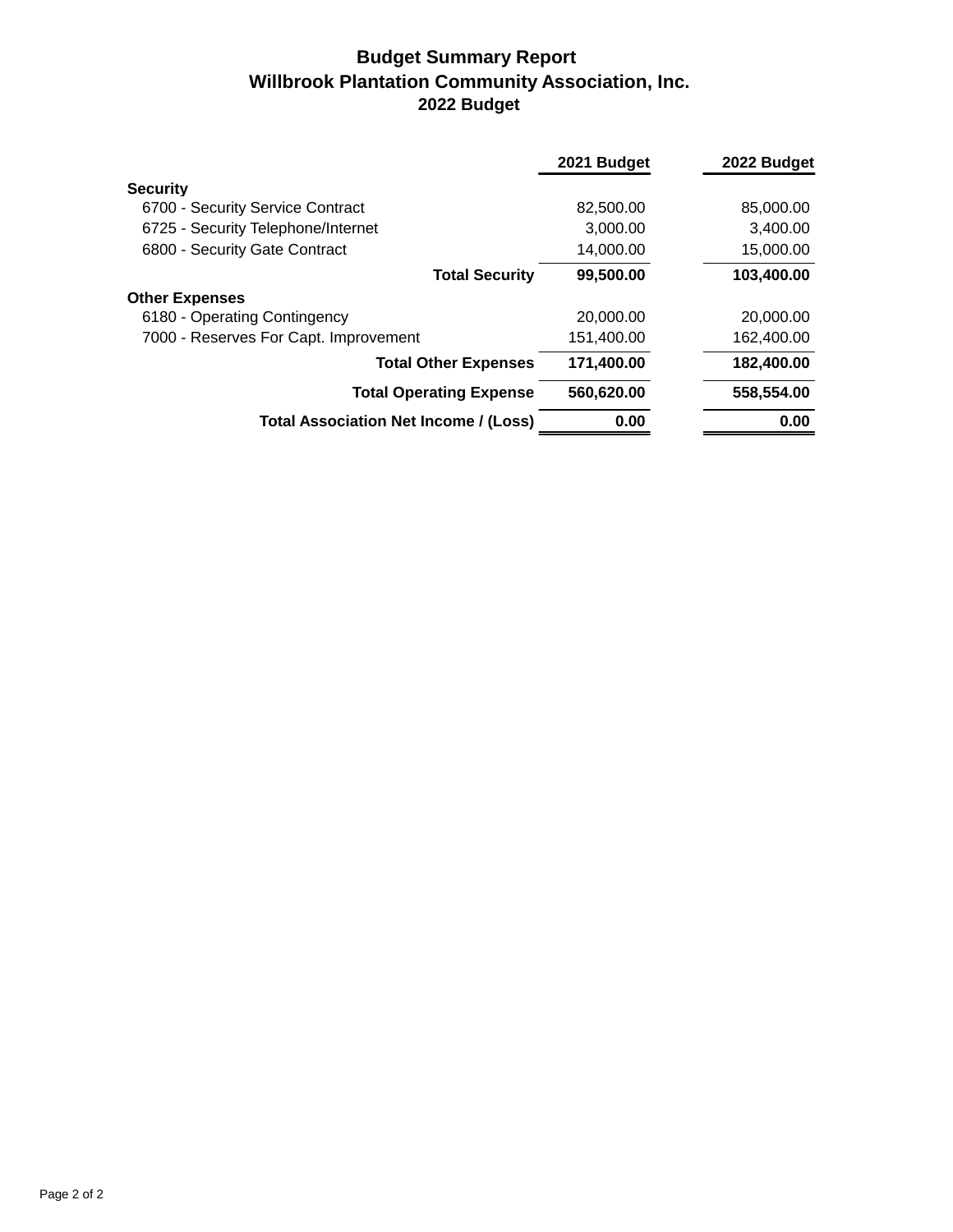# Budget Summary Report
## Willbrook Plantation Community Association, Inc.
## 2022 Budget

| | 2021 Budget | 2022 Budget |
|---|---|---|
| **Security** | | |
| 6700 - Security Service Contract | 82,500.00 | 85,000.00 |
| 6725 - Security Telephone/Internet | 3,000.00 | 3,400.00 |
| 6800 - Security Gate Contract | 14,000.00 | 15,000.00 |
| **Total Security** | **99,500.00** | **103,400.00** |
| **Other Expenses** | | |
| 6180 - Operating Contingency | 20,000.00 | 20,000.00 |
| 7000 - Reserves For Capt. Improvement | 151,400.00 | 162,400.00 |
| **Total Other Expenses** | **171,400.00** | **182,400.00** |
| **Total Operating Expense** | **560,620.00** | **558,554.00** |
| **Total Association Net Income / (Loss)** | **0.00** | **0.00** |